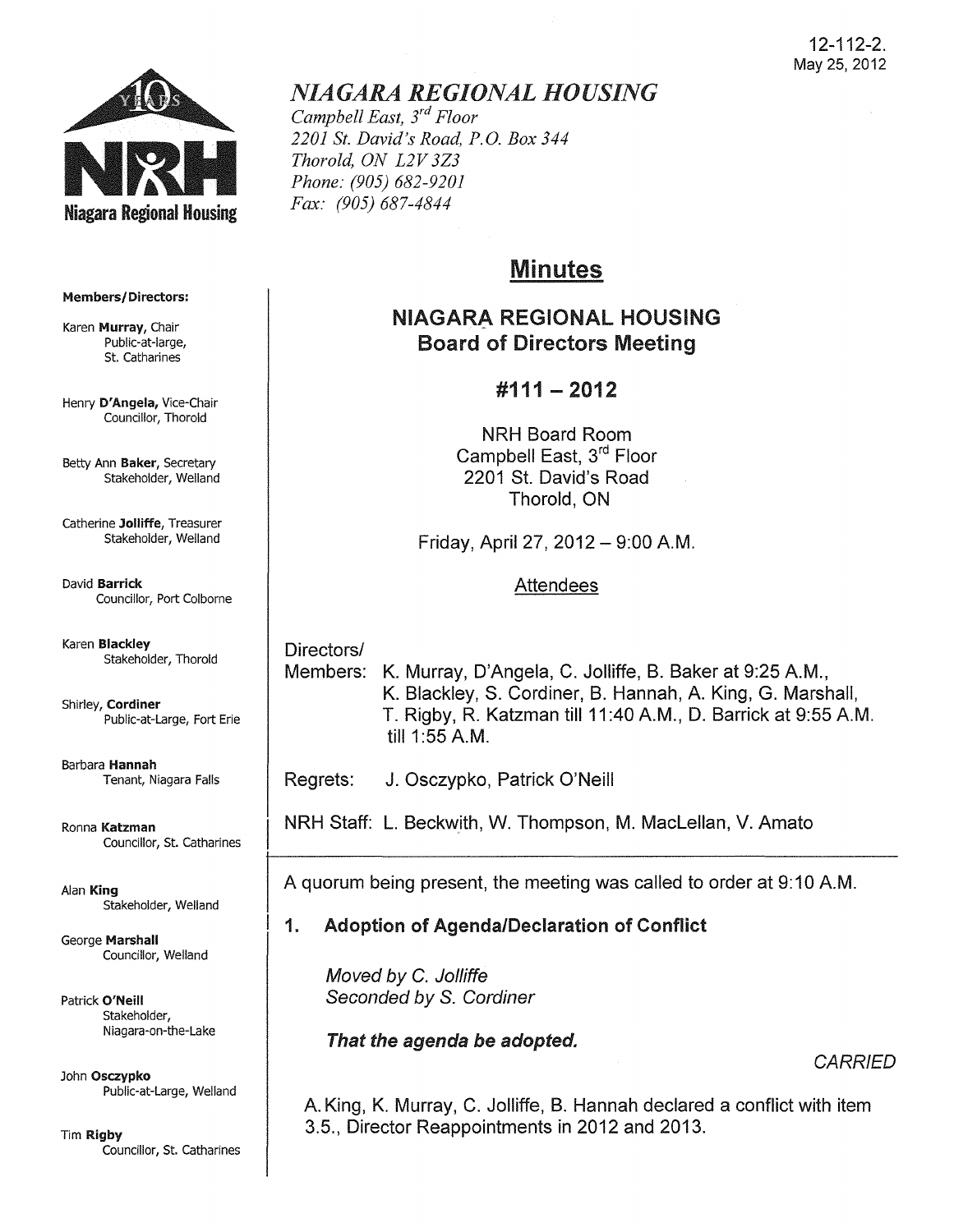12-112-2.
May 25, 2012

# NIAGARA REGIONAL HOUSING

*Campbell East, 3rd Floor*
*2201 St. David's Road, P.O. Box 344*
*Thorold, ON L2V 3Z3*
*Phone: (905) 682-9201*
*Fax: (905) 687-4844*

**Members/Directors:**

Karen **Murray**, Chair
Public-at-large, St. Catharines

Henry **D'Angela,** Vice-Chair
Councillor, Thorold

Betty Ann **Baker**, Secretary
Stakeholder, Welland

Catherine **Jolliffe**, Treasurer
Stakeholder, Welland

David **Barrick**
Councillor, Port Colborne

Karen **Blackley**
Stakeholder, Thorold

Shirley, **Cordiner**
Public-at-Large, Fort Erie

Barbara **Hannah**
Tenant, Niagara Falls

Ronna **Katzman**
Councillor, St. Catharines

Alan **King**
Stakeholder, Welland

George **Marshall**
Councillor, Welland

Patrick **O'Neill**
Stakeholder, Niagara-on-the-Lake

John **Osczypko**
Public-at-Large, Welland

Tim **Rigby**
Councillor, St. Catharines

## Minutes

## NIAGARA REGIONAL HOUSING Board of Directors Meeting

## #111 – 2012

NRH Board Room
Campbell East, 3rd Floor
2201 St. David's Road
Thorold, ON

Friday, April 27, 2012 – 9:00 A.M.

Attendees

Directors/Members: K. Murray, D'Angela, C. Jolliffe, B. Baker at 9:25 A.M., K. Blackley, S. Cordiner, B. Hannah, A. King, G. Marshall, T. Rigby, R. Katzman till 11:40 A.M., D. Barrick at 9:55 A.M. till 1:55 A.M.

Regrets: J. Osczypko, Patrick O'Neill

NRH Staff: L. Beckwith, W. Thompson, M. MacLellan, V. Amato

---

A quorum being present, the meeting was called to order at 9:10 A.M.

### 1. Adoption of Agenda/Declaration of Conflict

*Moved by C. Jolliffe*
*Seconded by S. Cordiner*

***That the agenda be adopted.***

*CARRIED*

A. King, K. Murray, C. Jolliffe, B. Hannah declared a conflict with item 3.5., Director Reappointments in 2012 and 2013.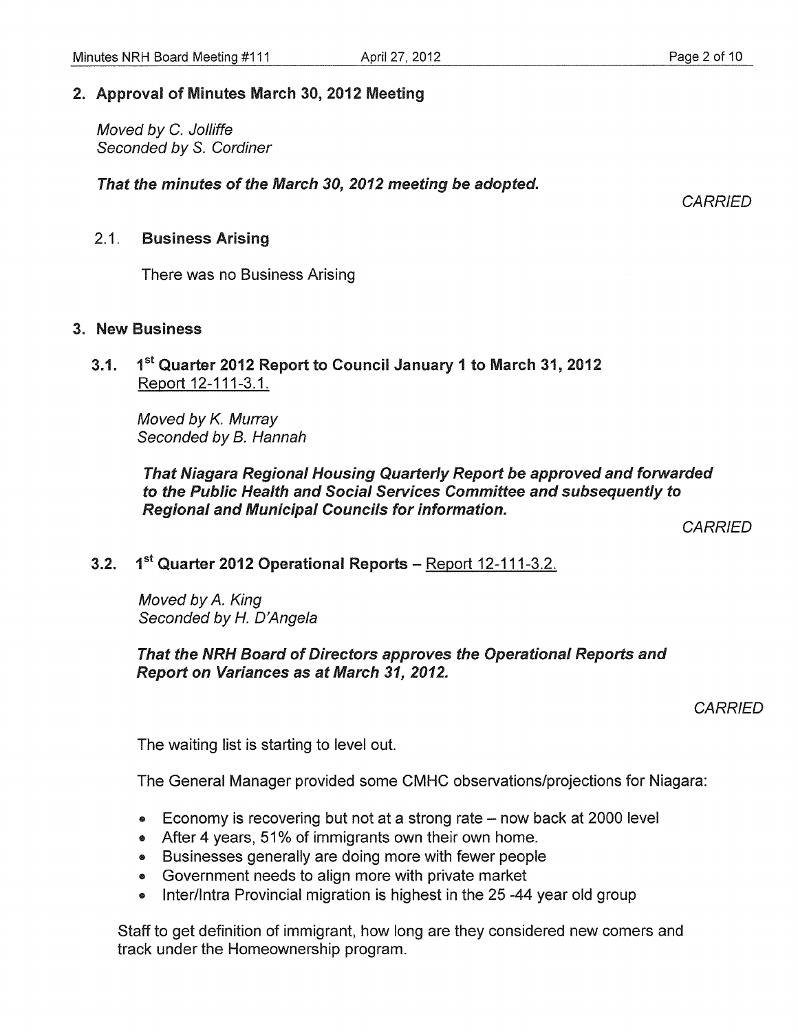## 2. Approval of Minutes March 30, 2012 Meeting

*Moved by C. Jolliffe*
*Seconded by S. Cordiner*

***That the minutes of the March 30, 2012 meeting be adopted.***

*CARRIED*

### 2.1. Business Arising

There was no Business Arising

## 3. New Business

### 3.1. 1st Quarter 2012 Report to Council January 1 to March 31, 2012

Report 12-111-3.1.

*Moved by K. Murray*
*Seconded by B. Hannah*

***That Niagara Regional Housing Quarterly Report be approved and forwarded to the Public Health and Social Services Committee and subsequently to Regional and Municipal Councils for information.***

*CARRIED*

### 3.2. 1st Quarter 2012 Operational Reports – Report 12-111-3.2.

*Moved by A. King*
*Seconded by H. D'Angela*

***That the NRH Board of Directors approves the Operational Reports and Report on Variances as at March 31, 2012.***

*CARRIED*

The waiting list is starting to level out.

The General Manager provided some CMHC observations/projections for Niagara:

- Economy is recovering but not at a strong rate – now back at 2000 level
- After 4 years, 51% of immigrants own their own home.
- Businesses generally are doing more with fewer people
- Government needs to align more with private market
- Inter/Intra Provincial migration is highest in the 25 -44 year old group

Staff to get definition of immigrant, how long are they considered new comers and track under the Homeownership program.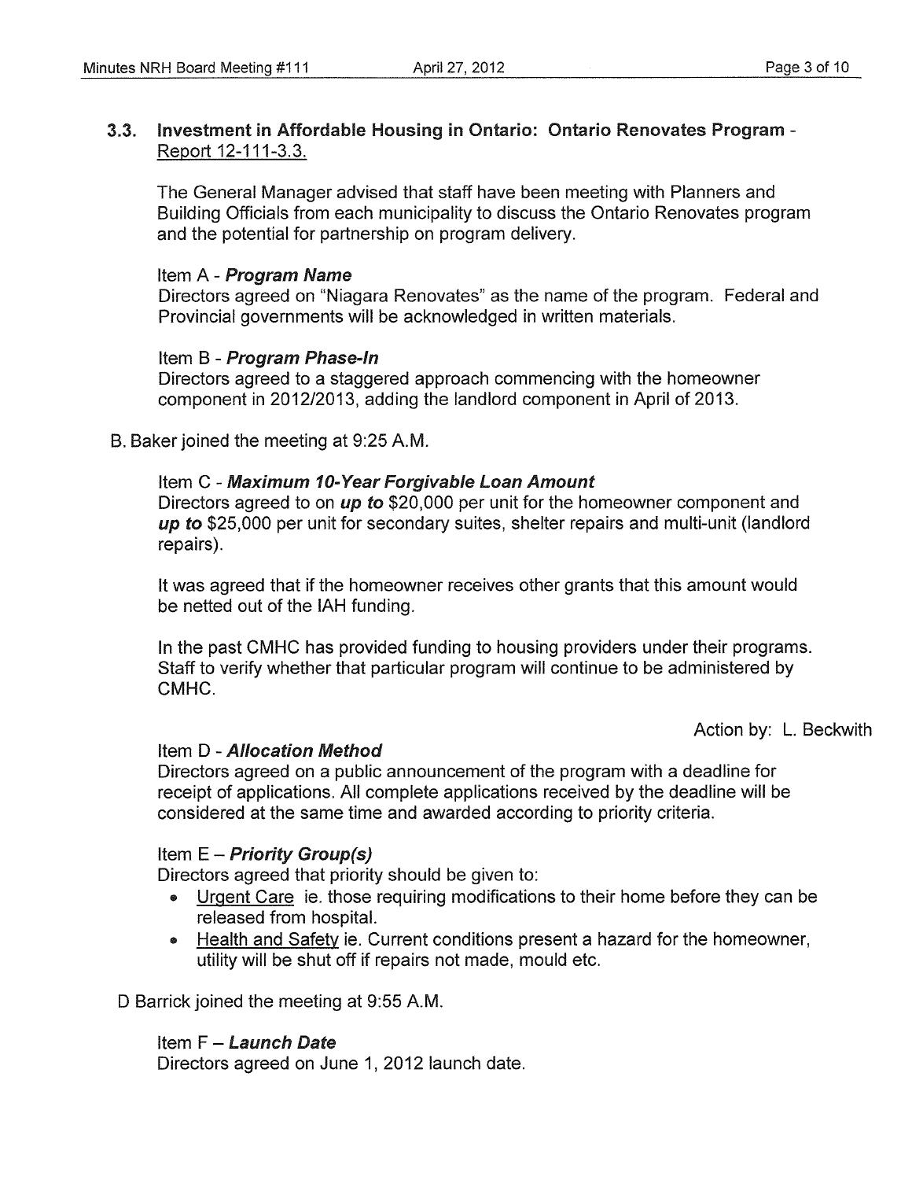### 3.3. Investment in Affordable Housing in Ontario: Ontario Renovates Program - Report 12-111-3.3.

The General Manager advised that staff have been meeting with Planners and Building Officials from each municipality to discuss the Ontario Renovates program and the potential for partnership on program delivery.

Item A - ***Program Name***
Directors agreed on "Niagara Renovates" as the name of the program. Federal and Provincial governments will be acknowledged in written materials.

Item B - ***Program Phase-In***
Directors agreed to a staggered approach commencing with the homeowner component in 2012/2013, adding the landlord component in April of 2013.

B. Baker joined the meeting at 9:25 A.M.

Item C - ***Maximum 10-Year Forgivable Loan Amount***
Directors agreed to on ***up to*** \$20,000 per unit for the homeowner component and ***up to*** \$25,000 per unit for secondary suites, shelter repairs and multi-unit (landlord repairs).

It was agreed that if the homeowner receives other grants that this amount would be netted out of the IAH funding.

In the past CMHC has provided funding to housing providers under their programs. Staff to verify whether that particular program will continue to be administered by CMHC.

Action by: L. Beckwith

Item D - ***Allocation Method***
Directors agreed on a public announcement of the program with a deadline for receipt of applications. All complete applications received by the deadline will be considered at the same time and awarded according to priority criteria.

Item E – ***Priority Group(s)***
Directors agreed that priority should be given to:

- <u>Urgent Care</u> ie. those requiring modifications to their home before they can be released from hospital.
- <u>Health and Safety</u> ie. Current conditions present a hazard for the homeowner, utility will be shut off if repairs not made, mould etc.

D Barrick joined the meeting at 9:55 A.M.

Item F – ***Launch Date***
Directors agreed on June 1, 2012 launch date.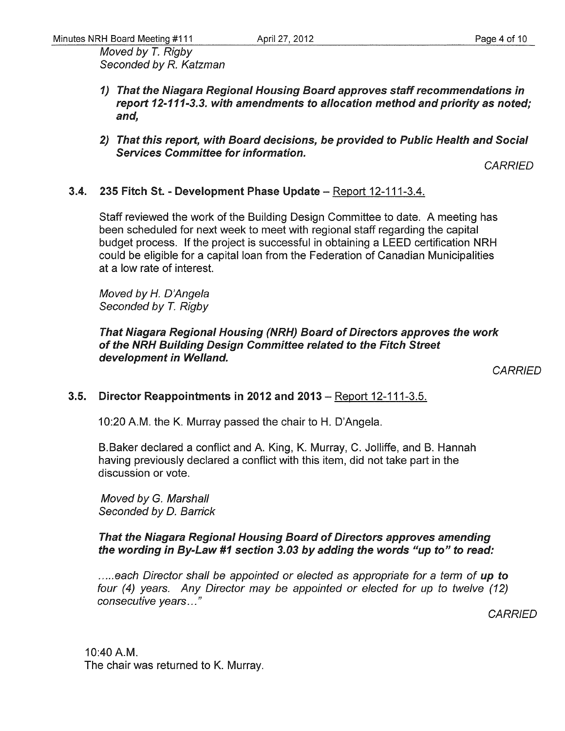*Moved by T. Rigby*
*Seconded by R. Katzman*

1) ***That the Niagara Regional Housing Board approves staff recommendations in report 12-111-3.3. with amendments to allocation method and priority as noted; and,***

2) ***That this report, with Board decisions, be provided to Public Health and Social Services Committee for information.***

*CARRIED*

### 3.4. 235 Fitch St. - Development Phase Update – Report 12-111-3.4.

Staff reviewed the work of the Building Design Committee to date. A meeting has been scheduled for next week to meet with regional staff regarding the capital budget process. If the project is successful in obtaining a LEED certification NRH could be eligible for a capital loan from the Federation of Canadian Municipalities at a low rate of interest.

*Moved by H. D'Angela*
*Seconded by T. Rigby*

***That Niagara Regional Housing (NRH) Board of Directors approves the work of the NRH Building Design Committee related to the Fitch Street development in Welland.***

*CARRIED*

### 3.5. Director Reappointments in 2012 and 2013 – Report 12-111-3.5.

10:20 A.M. the K. Murray passed the chair to H. D'Angela.

B.Baker declared a conflict and A. King, K. Murray, C. Jolliffe, and B. Hannah having previously declared a conflict with this item, did not take part in the discussion or vote.

*Moved by G. Marshall*
*Seconded by D. Barrick*

***That the Niagara Regional Housing Board of Directors approves amending the wording in By-Law #1 section 3.03 by adding the words "up to" to read:***

*.....each Director shall be appointed or elected as appropriate for a term of **up to** four (4) years. Any Director may be appointed or elected for up to twelve (12) consecutive years..."*

*CARRIED*

10:40 A.M.
The chair was returned to K. Murray.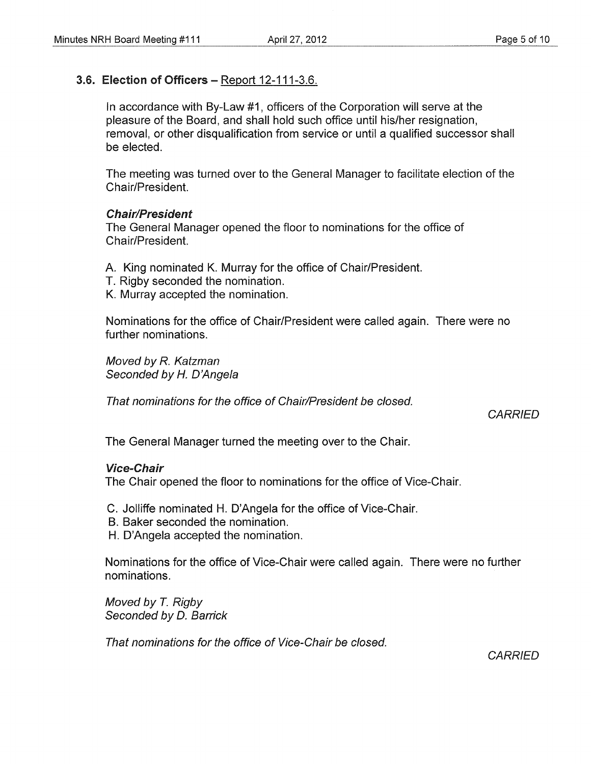### 3.6. Election of Officers – Report 12-111-3.6.

In accordance with By-Law #1, officers of the Corporation will serve at the pleasure of the Board, and shall hold such office until his/her resignation, removal, or other disqualification from service or until a qualified successor shall be elected.

The meeting was turned over to the General Manager to facilitate election of the Chair/President.

***Chair/President***

The General Manager opened the floor to nominations for the office of Chair/President.

A. King nominated K. Murray for the office of Chair/President.
T. Rigby seconded the nomination.
K. Murray accepted the nomination.

Nominations for the office of Chair/President were called again. There were no further nominations.

*Moved by R. Katzman*
*Seconded by H. D'Angela*

*That nominations for the office of Chair/President be closed.*

*CARRIED*

The General Manager turned the meeting over to the Chair.

***Vice-Chair***

The Chair opened the floor to nominations for the office of Vice-Chair.

C. Jolliffe nominated H. D'Angela for the office of Vice-Chair.
B. Baker seconded the nomination.
H. D'Angela accepted the nomination.

Nominations for the office of Vice-Chair were called again. There were no further nominations.

*Moved by T. Rigby*
*Seconded by D. Barrick*

*That nominations for the office of Vice-Chair be closed.*

*CARRIED*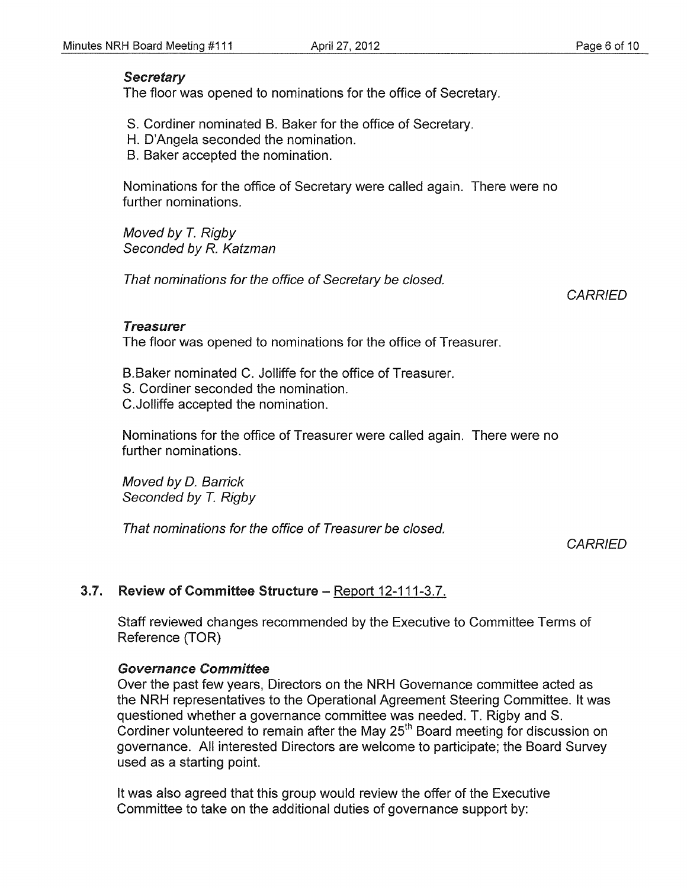**Secretary**

The floor was opened to nominations for the office of Secretary.

S. Cordiner nominated B. Baker for the office of Secretary.
H. D'Angela seconded the nomination.
B. Baker accepted the nomination.

Nominations for the office of Secretary were called again. There were no further nominations.

*Moved by T. Rigby*
*Seconded by R. Katzman*

*That nominations for the office of Secretary be closed.*

*CARRIED*

**Treasurer**

The floor was opened to nominations for the office of Treasurer.

B.Baker nominated C. Jolliffe for the office of Treasurer.
S. Cordiner seconded the nomination.
C.Jolliffe accepted the nomination.

Nominations for the office of Treasurer were called again. There were no further nominations.

*Moved by D. Barrick*
*Seconded by T. Rigby*

*That nominations for the office of Treasurer be closed.*

*CARRIED*

## 3.7. Review of Committee Structure – Report 12-111-3.7.

Staff reviewed changes recommended by the Executive to Committee Terms of Reference (TOR)

**Governance Committee**

Over the past few years, Directors on the NRH Governance committee acted as the NRH representatives to the Operational Agreement Steering Committee. It was questioned whether a governance committee was needed. T. Rigby and S. Cordiner volunteered to remain after the May 25th Board meeting for discussion on governance. All interested Directors are welcome to participate; the Board Survey used as a starting point.

It was also agreed that this group would review the offer of the Executive Committee to take on the additional duties of governance support by: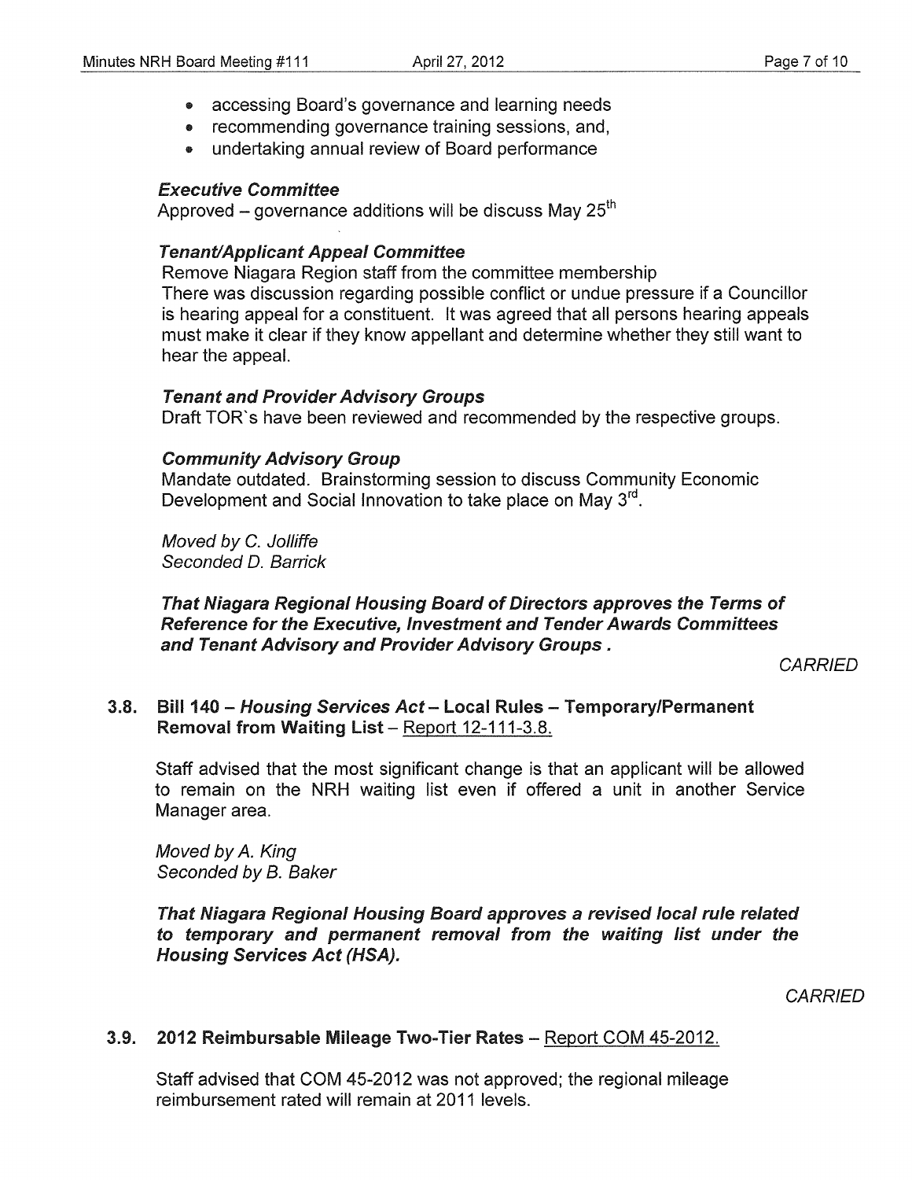- accessing Board's governance and learning needs
- recommending governance training sessions, and,
- undertaking annual review of Board performance

***Executive Committee***
Approved – governance additions will be discuss May 25th

***Tenant/Applicant Appeal Committee***
Remove Niagara Region staff from the committee membership
There was discussion regarding possible conflict or undue pressure if a Councillor is hearing appeal for a constituent. It was agreed that all persons hearing appeals must make it clear if they know appellant and determine whether they still want to hear the appeal.

***Tenant and Provider Advisory Groups***
Draft TOR`s have been reviewed and recommended by the respective groups.

***Community Advisory Group***
Mandate outdated. Brainstorming session to discuss Community Economic Development and Social Innovation to take place on May 3rd.

*Moved by C. Jolliffe*
*Seconded D. Barrick*

***That Niagara Regional Housing Board of Directors approves the Terms of Reference for the Executive, Investment and Tender Awards Committees and Tenant Advisory and Provider Advisory Groups .***

*CARRIED*

### 3.8. Bill 140 – *Housing Services Act* – Local Rules – Temporary/Permanent Removal from Waiting List – Report 12-111-3.8.

Staff advised that the most significant change is that an applicant will be allowed to remain on the NRH waiting list even if offered a unit in another Service Manager area.

*Moved by A. King*
*Seconded by B. Baker*

***That Niagara Regional Housing Board approves a revised local rule related to temporary and permanent removal from the waiting list under the Housing Services Act (HSA).***

*CARRIED*

### 3.9. 2012 Reimbursable Mileage Two-Tier Rates – Report COM 45-2012.

Staff advised that COM 45-2012 was not approved; the regional mileage reimbursement rated will remain at 2011 levels.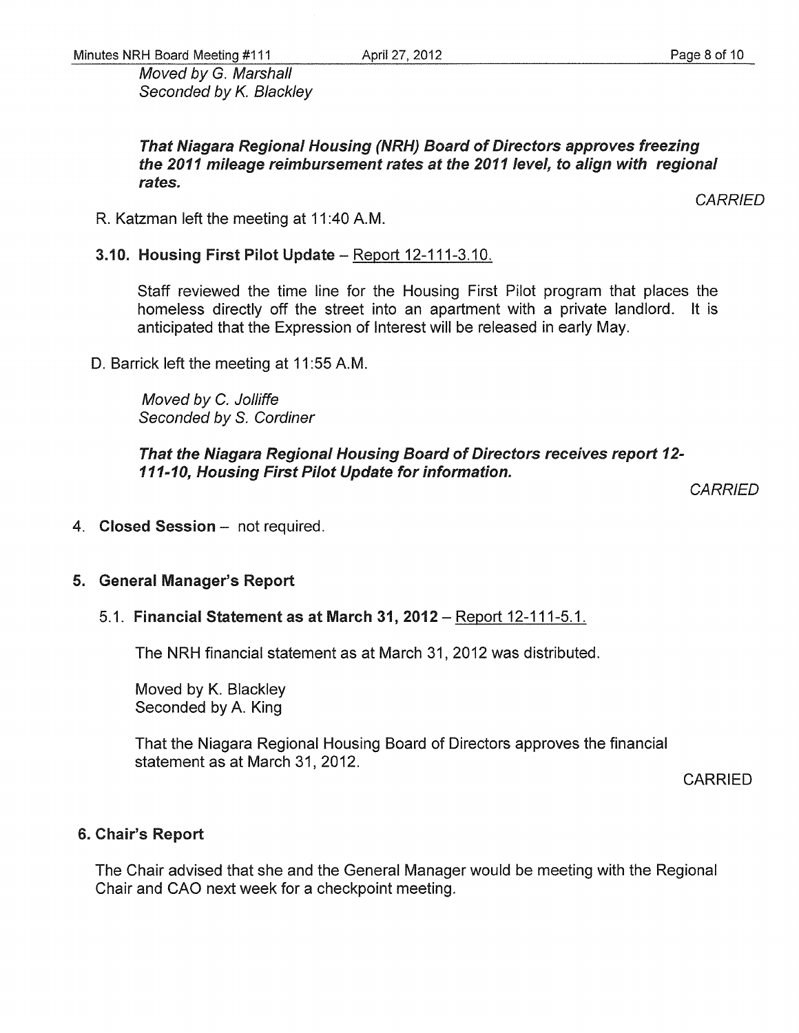*Moved by G. Marshall*
*Seconded by K. Blackley*

***That Niagara Regional Housing (NRH) Board of Directors approves freezing the 2011 mileage reimbursement rates at the 2011 level, to align with regional rates.***

*CARRIED*

R. Katzman left the meeting at 11:40 A.M.

**3.10. Housing First Pilot Update** – Report 12-111-3.10.

Staff reviewed the time line for the Housing First Pilot program that places the homeless directly off the street into an apartment with a private landlord. It is anticipated that the Expression of Interest will be released in early May.

D. Barrick left the meeting at 11:55 A.M.

*Moved by C. Jolliffe*
*Seconded by S. Cordiner*

***That the Niagara Regional Housing Board of Directors receives report 12-111-10, Housing First Pilot Update for information.***

*CARRIED*

4. **Closed Session** – not required.

## 5. General Manager's Report

5.1. **Financial Statement as at March 31, 2012** – Report 12-111-5.1.

The NRH financial statement as at March 31, 2012 was distributed.

Moved by K. Blackley
Seconded by A. King

That the Niagara Regional Housing Board of Directors approves the financial statement as at March 31, 2012.

CARRIED

## 6. Chair's Report

The Chair advised that she and the General Manager would be meeting with the Regional Chair and CAO next week for a checkpoint meeting.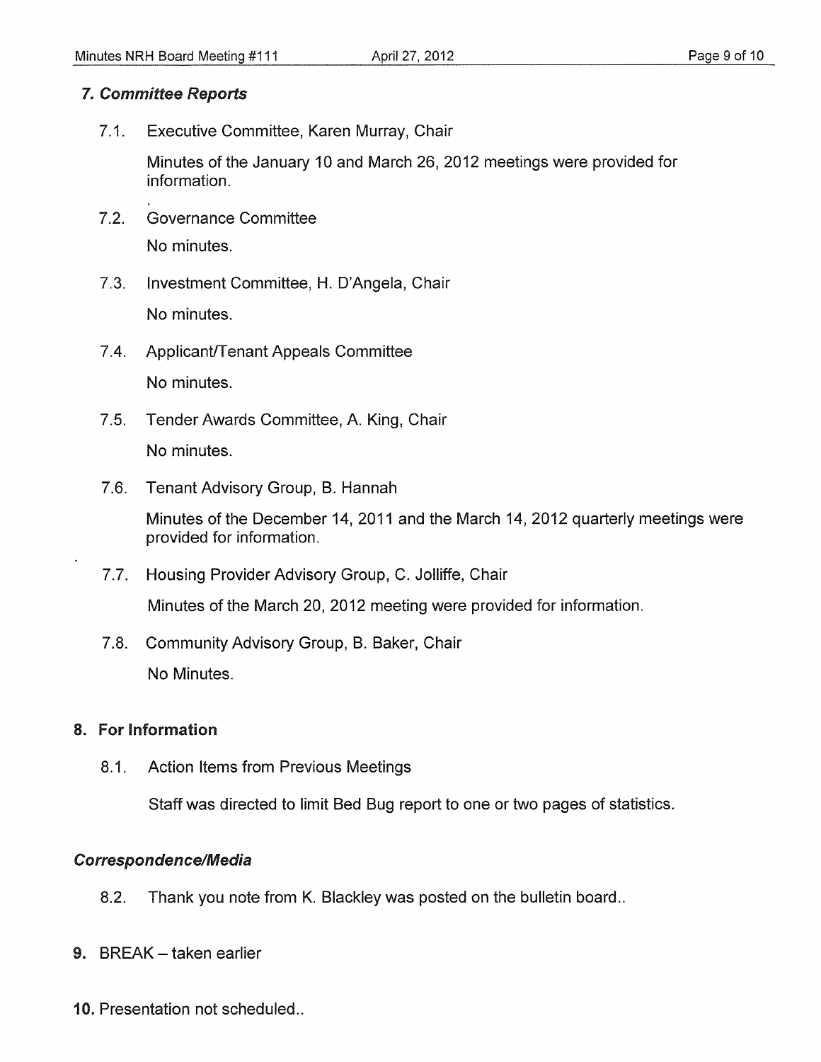### *7. Committee Reports*

7.1. Executive Committee, Karen Murray, Chair

Minutes of the January 10 and March 26, 2012 meetings were provided for information.

7.2. Governance Committee

No minutes.

7.3. Investment Committee, H. D'Angela, Chair

No minutes.

7.4. Applicant/Tenant Appeals Committee

No minutes.

7.5. Tender Awards Committee, A. King, Chair

No minutes.

7.6. Tenant Advisory Group, B. Hannah

Minutes of the December 14, 2011 and the March 14, 2012 quarterly meetings were provided for information.

7.7. Housing Provider Advisory Group, C. Jolliffe, Chair

Minutes of the March 20, 2012 meeting were provided for information.

7.8. Community Advisory Group, B. Baker, Chair

No Minutes.

### 8. For Information

8.1. Action Items from Previous Meetings

Staff was directed to limit Bed Bug report to one or two pages of statistics.

### *Correspondence/Media*

8.2. Thank you note from K. Blackley was posted on the bulletin board..

**9.** BREAK – taken earlier

**10.** Presentation not scheduled..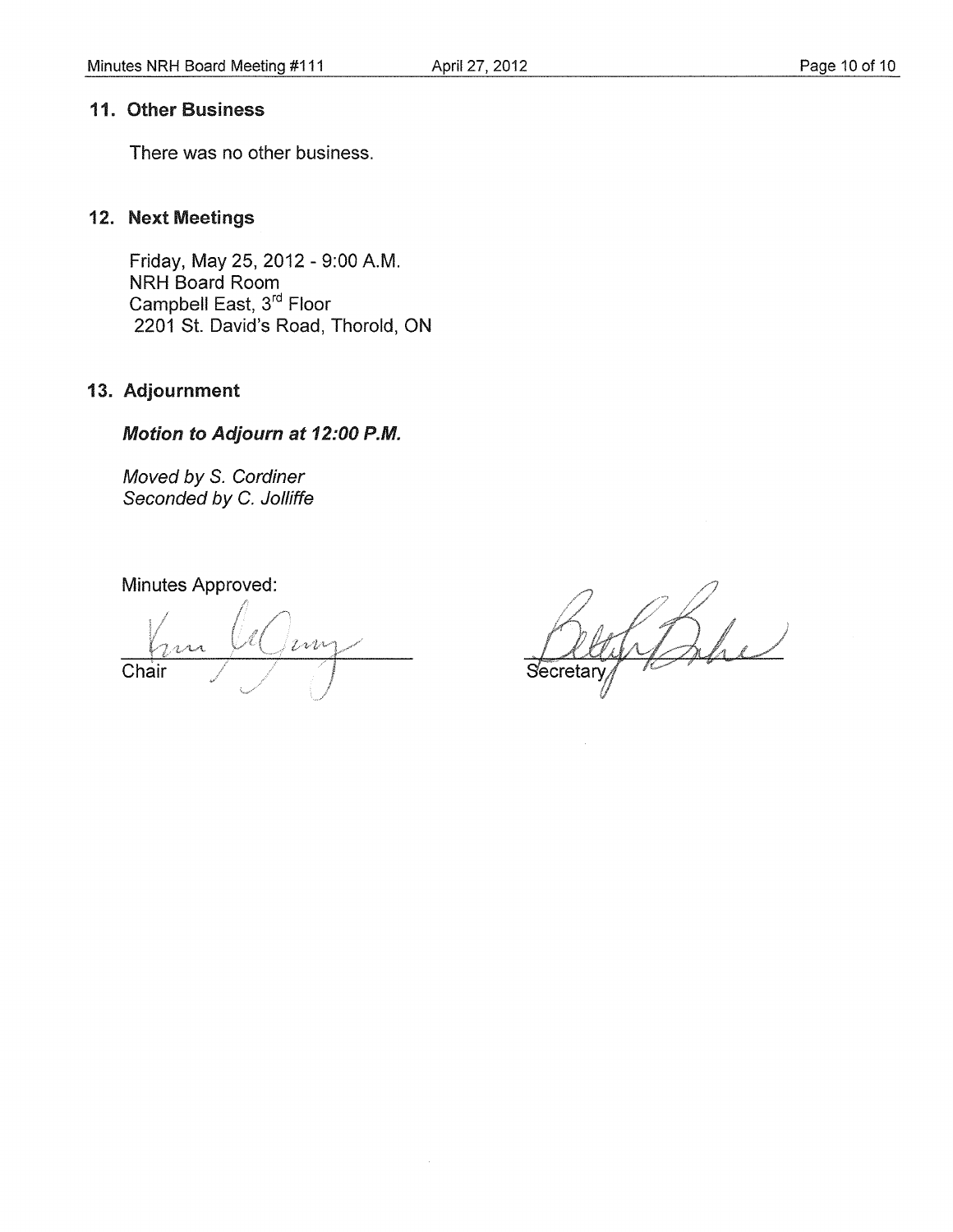## 11. Other Business

There was no other business.

## 12. Next Meetings

Friday, May 25, 2012 - 9:00 A.M.
NRH Board Room
Campbell East, 3rd Floor
2201 St. David's Road, Thorold, ON

## 13. Adjournment

***Motion to Adjourn at 12:00 P.M.***

*Moved by S. Cordiner*
*Seconded by C. Jolliffe*

Minutes Approved:

Chair

Secretary